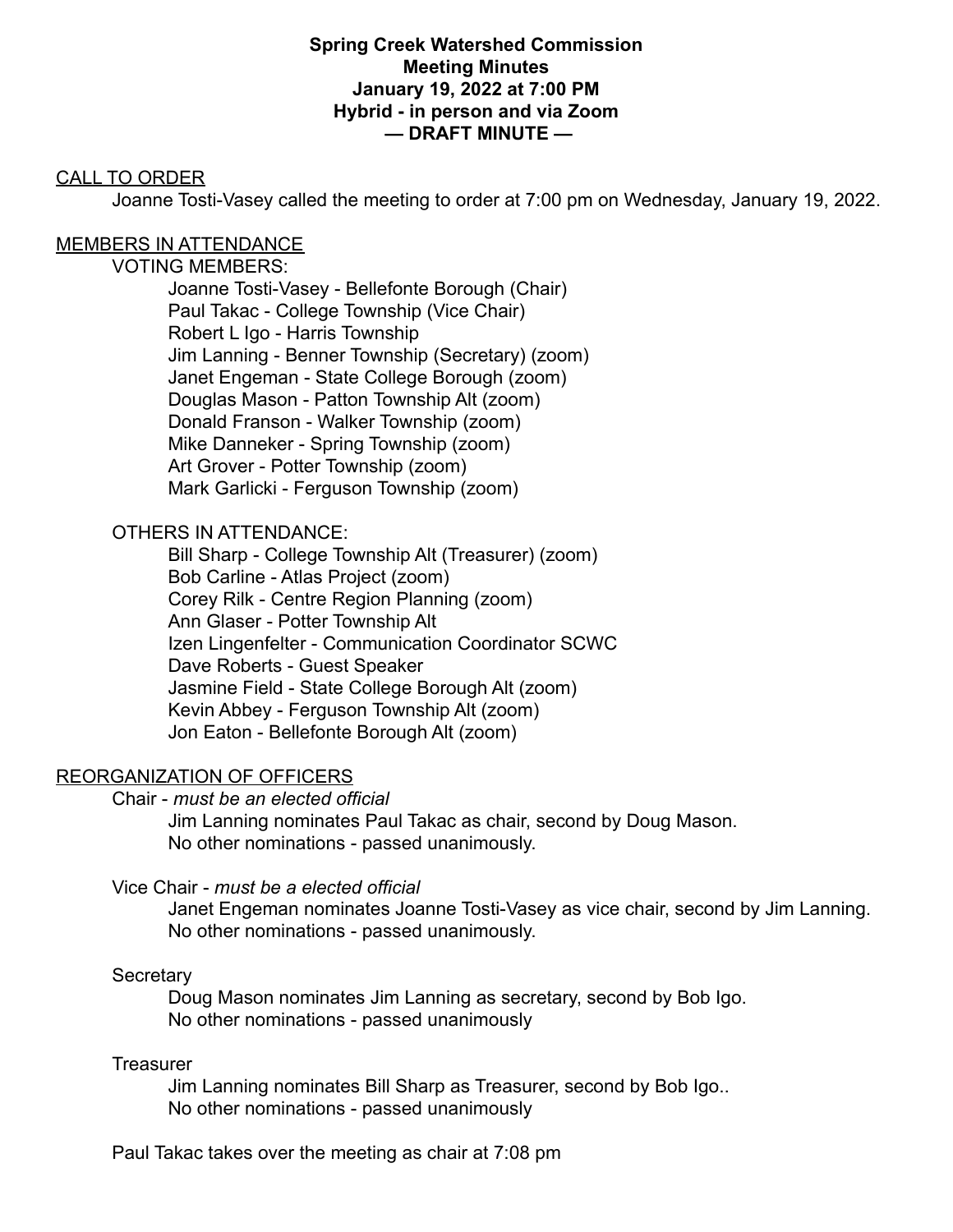**Spring Creek Watershed Commission**
**Meeting Minutes**
**January 19, 2022 at 7:00 PM**
**Hybrid - in person and via Zoom**
**— DRAFT MINUTE —**

## CALL TO ORDER

Joanne Tosti-Vasey called the meeting to order at 7:00 pm on Wednesday, January 19, 2022.

## MEMBERS IN ATTENDANCE

VOTING MEMBERS:

- Joanne Tosti-Vasey - Bellefonte Borough (Chair)
- Paul Takac - College Township (Vice Chair)
- Robert L Igo - Harris Township
- Jim Lanning - Benner Township (Secretary) (zoom)
- Janet Engeman - State College Borough (zoom)
- Douglas Mason - Patton Township Alt (zoom)
- Donald Franson - Walker Township (zoom)
- Mike Danneker - Spring Township (zoom)
- Art Grover - Potter Township (zoom)
- Mark Garlicki - Ferguson Township (zoom)

OTHERS IN ATTENDANCE:

- Bill Sharp - College Township Alt (Treasurer) (zoom)
- Bob Carline - Atlas Project (zoom)
- Corey Rilk - Centre Region Planning (zoom)
- Ann Glaser - Potter Township Alt
- Izen Lingenfelter - Communication Coordinator SCWC
- Dave Roberts - Guest Speaker
- Jasmine Field - State College Borough Alt (zoom)
- Kevin Abbey - Ferguson Township Alt (zoom)
- Jon Eaton - Bellefonte Borough Alt (zoom)

## REORGANIZATION OF OFFICERS

Chair - *must be an elected official*

Jim Lanning nominates Paul Takac as chair, second by Doug Mason.
No other nominations - passed unanimously.

Vice Chair - *must be a elected official*

Janet Engeman nominates Joanne Tosti-Vasey as vice chair, second by Jim Lanning.
No other nominations - passed unanimously.

Secretary

Doug Mason nominates Jim Lanning as secretary, second by Bob Igo.
No other nominations - passed unanimously

Treasurer

Jim Lanning nominates Bill Sharp as Treasurer, second by Bob Igo..
No other nominations - passed unanimously

Paul Takac takes over the meeting as chair at 7:08 pm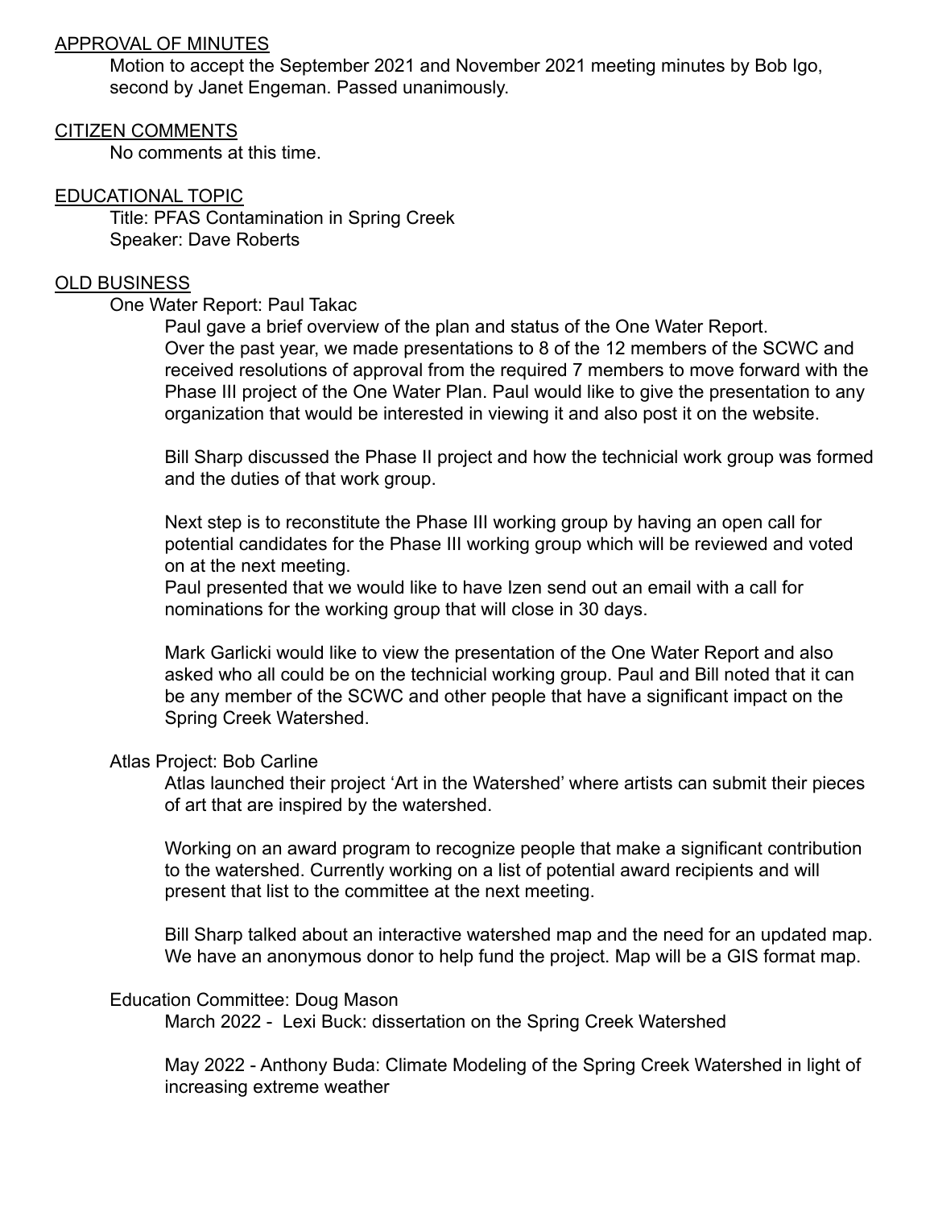## APPROVAL OF MINUTES

Motion to accept the September 2021 and November 2021 meeting minutes by Bob Igo, second by Janet Engeman. Passed unanimously.

## CITIZEN COMMENTS

No comments at this time.

## EDUCATIONAL TOPIC

Title: PFAS Contamination in Spring Creek
Speaker: Dave Roberts

## OLD BUSINESS

### One Water Report: Paul Takac

Paul gave a brief overview of the plan and status of the One Water Report.
Over the past year, we made presentations to 8 of the 12 members of the SCWC and received resolutions of approval from the required 7 members to move forward with the Phase III project of the One Water Plan. Paul would like to give the presentation to any organization that would be interested in viewing it and also post it on the website.

Bill Sharp discussed the Phase II project and how the technicial work group was formed and the duties of that work group.

Next step is to reconstitute the Phase III working group by having an open call for potential candidates for the Phase III working group which will be reviewed and voted on at the next meeting.
Paul presented that we would like to have Izen send out an email with a call for nominations for the working group that will close in 30 days.

Mark Garlicki would like to view the presentation of the One Water Report and also asked who all could be on the technicial working group. Paul and Bill noted that it can be any member of the SCWC and other people that have a significant impact on the Spring Creek Watershed.

### Atlas Project: Bob Carline

Atlas launched their project 'Art in the Watershed' where artists can submit their pieces of art that are inspired by the watershed.

Working on an award program to recognize people that make a significant contribution to the watershed. Currently working on a list of potential award recipients and will present that list to the committee at the next meeting.

Bill Sharp talked about an interactive watershed map and the need for an updated map. We have an anonymous donor to help fund the project. Map will be a GIS format map.

### Education Committee: Doug Mason

March 2022 - Lexi Buck: dissertation on the Spring Creek Watershed

May 2022 - Anthony Buda: Climate Modeling of the Spring Creek Watershed in light of increasing extreme weather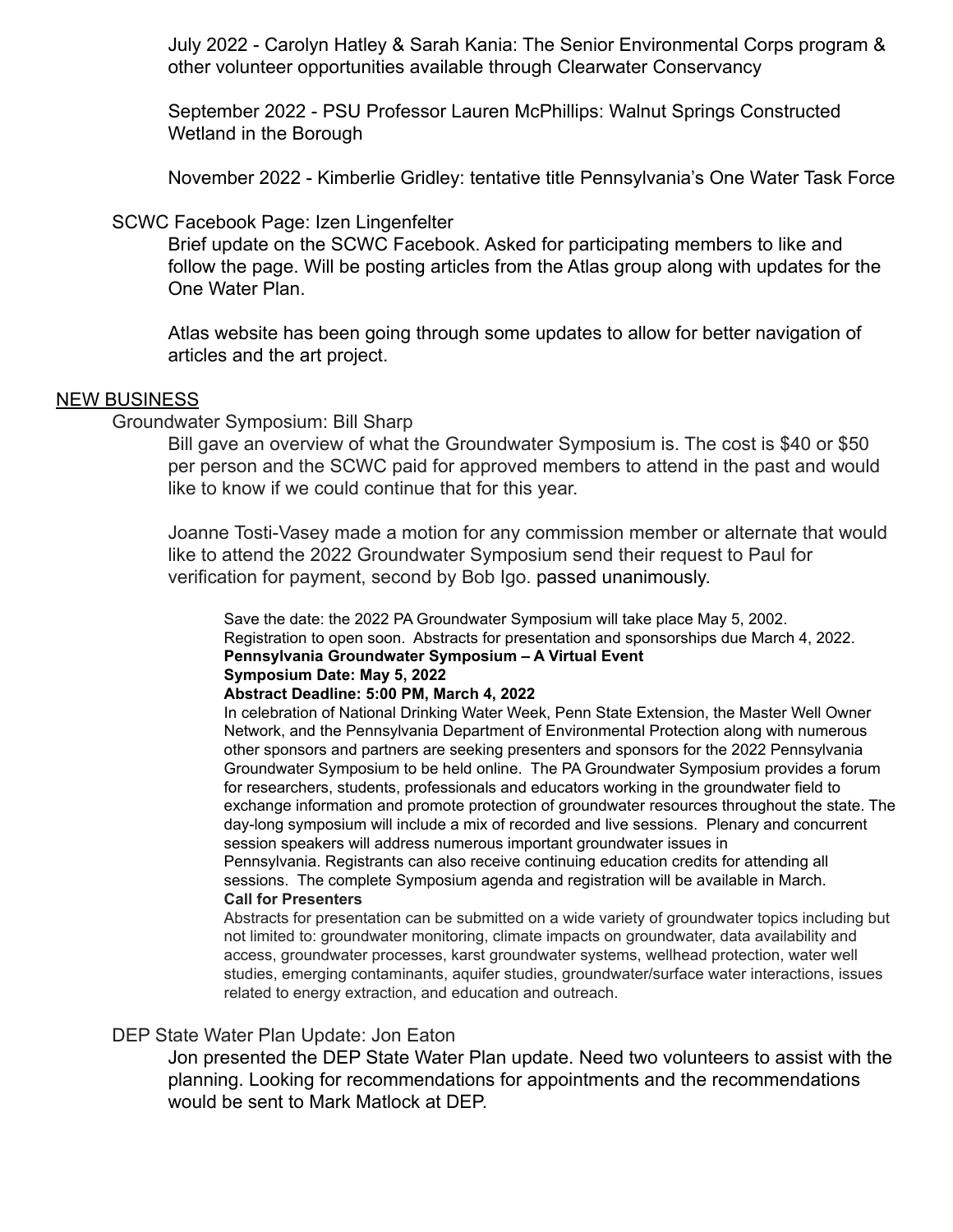July 2022 - Carolyn Hatley & Sarah Kania: The Senior Environmental Corps program & other volunteer opportunities available through Clearwater Conservancy

September 2022 - PSU Professor Lauren McPhillips: Walnut Springs Constructed Wetland in the Borough

November 2022 - Kimberlie Gridley: tentative title Pennsylvania's One Water Task Force

SCWC Facebook Page: Izen Lingenfelter

Brief update on the SCWC Facebook. Asked for participating members to like and follow the page. Will be posting articles from the Atlas group along with updates for the One Water Plan.

Atlas website has been going through some updates to allow for better navigation of articles and the art project.

## NEW BUSINESS

Groundwater Symposium: Bill Sharp

Bill gave an overview of what the Groundwater Symposium is. The cost is $40 or $50 per person and the SCWC paid for approved members to attend in the past and would like to know if we could continue that for this year.

Joanne Tosti-Vasey made a motion for any commission member or alternate that would like to attend the 2022 Groundwater Symposium send their request to Paul for verification for payment, second by Bob Igo. passed unanimously.

> Save the date: the 2022 PA Groundwater Symposium will take place May 5, 2002. Registration to open soon. Abstracts for presentation and sponsorships due March 4, 2022.
>
> **Pennsylvania Groundwater Symposium – A Virtual Event**
>
> **Symposium Date: May 5, 2022**
>
> **Abstract Deadline: 5:00 PM, March 4, 2022**
>
> In celebration of National Drinking Water Week, Penn State Extension, the Master Well Owner Network, and the Pennsylvania Department of Environmental Protection along with numerous other sponsors and partners are seeking presenters and sponsors for the 2022 Pennsylvania Groundwater Symposium to be held online. The PA Groundwater Symposium provides a forum for researchers, students, professionals and educators working in the groundwater field to exchange information and promote protection of groundwater resources throughout the state. The day-long symposium will include a mix of recorded and live sessions. Plenary and concurrent session speakers will address numerous important groundwater issues in Pennsylvania. Registrants can also receive continuing education credits for attending all sessions. The complete Symposium agenda and registration will be available in March.
>
> **Call for Presenters**
>
> Abstracts for presentation can be submitted on a wide variety of groundwater topics including but not limited to: groundwater monitoring, climate impacts on groundwater, data availability and access, groundwater processes, karst groundwater systems, wellhead protection, water well studies, emerging contaminants, aquifer studies, groundwater/surface water interactions, issues related to energy extraction, and education and outreach.

DEP State Water Plan Update: Jon Eaton

Jon presented the DEP State Water Plan update. Need two volunteers to assist with the planning. Looking for recommendations for appointments and the recommendations would be sent to Mark Matlock at DEP.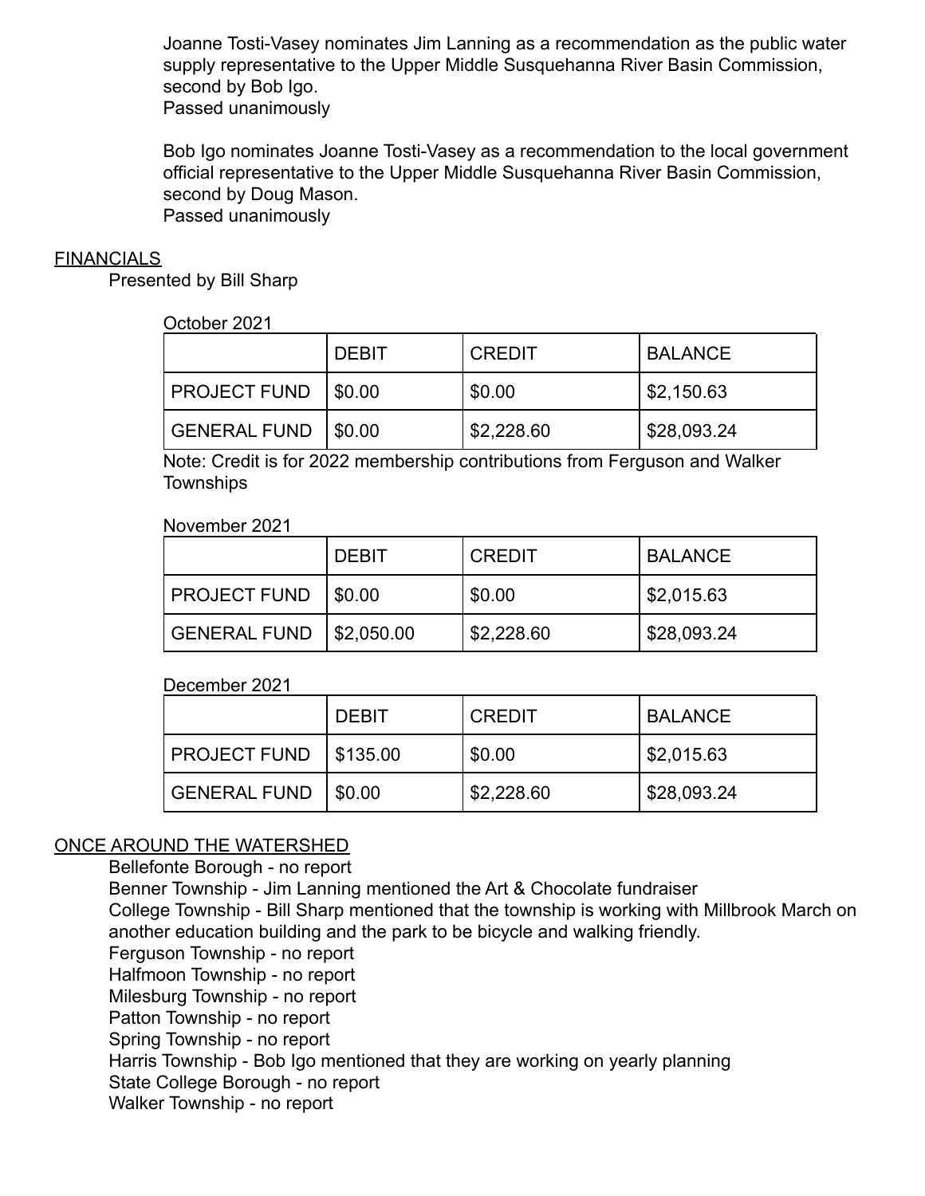Joanne Tosti-Vasey nominates Jim Lanning as a recommendation as the public water supply representative to the Upper Middle Susquehanna River Basin Commission, second by Bob Igo.
Passed unanimously

Bob Igo nominates Joanne Tosti-Vasey as a recommendation to the local government official representative to the Upper Middle Susquehanna River Basin Commission, second by Doug Mason.
Passed unanimously

## FINANCIALS

Presented by Bill Sharp

October 2021

| | DEBIT | CREDIT | BALANCE |
|---|---|---|---|
| PROJECT FUND | $0.00 | $0.00 | $2,150.63 |
| GENERAL FUND | $0.00 | $2,228.60 | $28,093.24 |

Note: Credit is for 2022 membership contributions from Ferguson and Walker Townships

November 2021

| | DEBIT | CREDIT | BALANCE |
|---|---|---|---|
| PROJECT FUND | $0.00 | $0.00 | $2,015.63 |
| GENERAL FUND | $2,050.00 | $2,228.60 | $28,093.24 |

December 2021

| | DEBIT | CREDIT | BALANCE |
|---|---|---|---|
| PROJECT FUND | $135.00 | $0.00 | $2,015.63 |
| GENERAL FUND | $0.00 | $2,228.60 | $28,093.24 |

## ONCE AROUND THE WATERSHED

Bellefonte Borough - no report
Benner Township - Jim Lanning mentioned the Art & Chocolate fundraiser
College Township - Bill Sharp mentioned that the township is working with Millbrook March on another education building and the park to be bicycle and walking friendly.
Ferguson Township - no report
Halfmoon Township - no report
Milesburg Township - no report
Patton Township - no report
Spring Township - no report
Harris Township - Bob Igo mentioned that they are working on yearly planning
State College Borough - no report
Walker Township - no report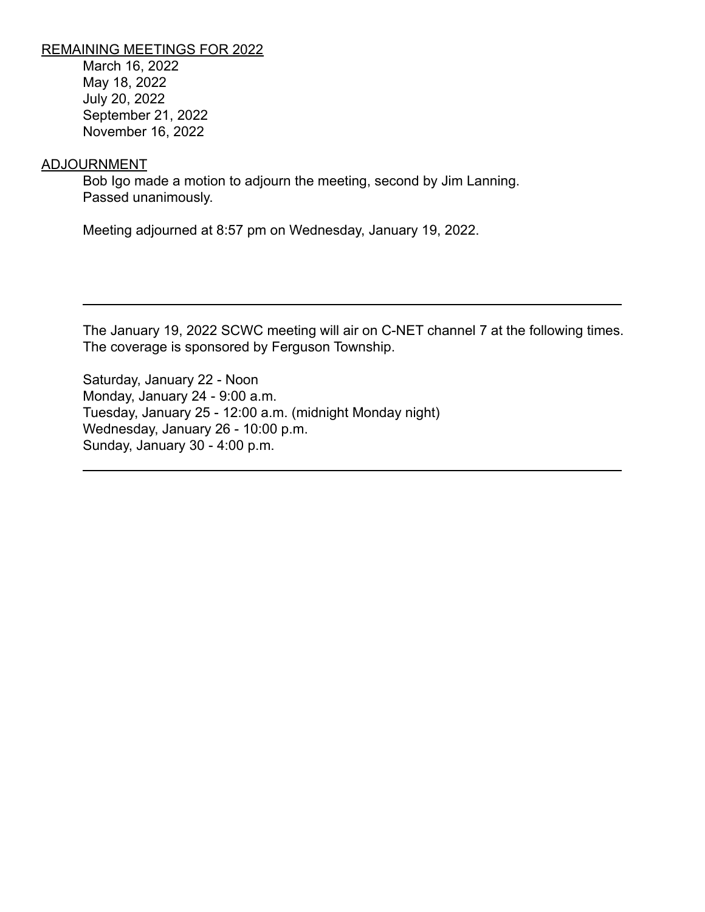REMAINING MEETINGS FOR 2022

March 16, 2022
May 18, 2022
July 20, 2022
September 21, 2022
November 16, 2022

ADJOURNMENT

Bob Igo made a motion to adjourn the meeting, second by Jim Lanning.
Passed unanimously.

Meeting adjourned at 8:57 pm on Wednesday, January 19, 2022.

---

The January 19, 2022 SCWC meeting will air on C-NET channel 7 at the following times. The coverage is sponsored by Ferguson Township.

Saturday, January 22 - Noon
Monday, January 24 - 9:00 a.m.
Tuesday, January 25 - 12:00 a.m. (midnight Monday night)
Wednesday, January 26 - 10:00 p.m.
Sunday, January 30 - 4:00 p.m.

---